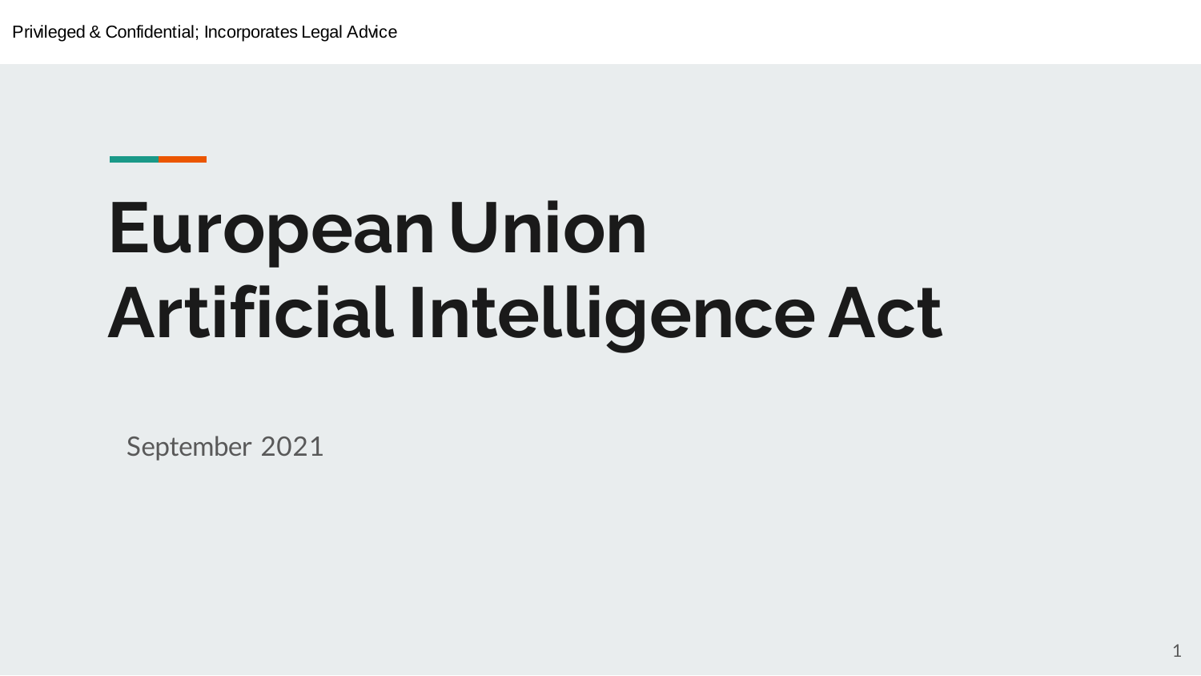# European Union Artificial Intelligence Act

September 2021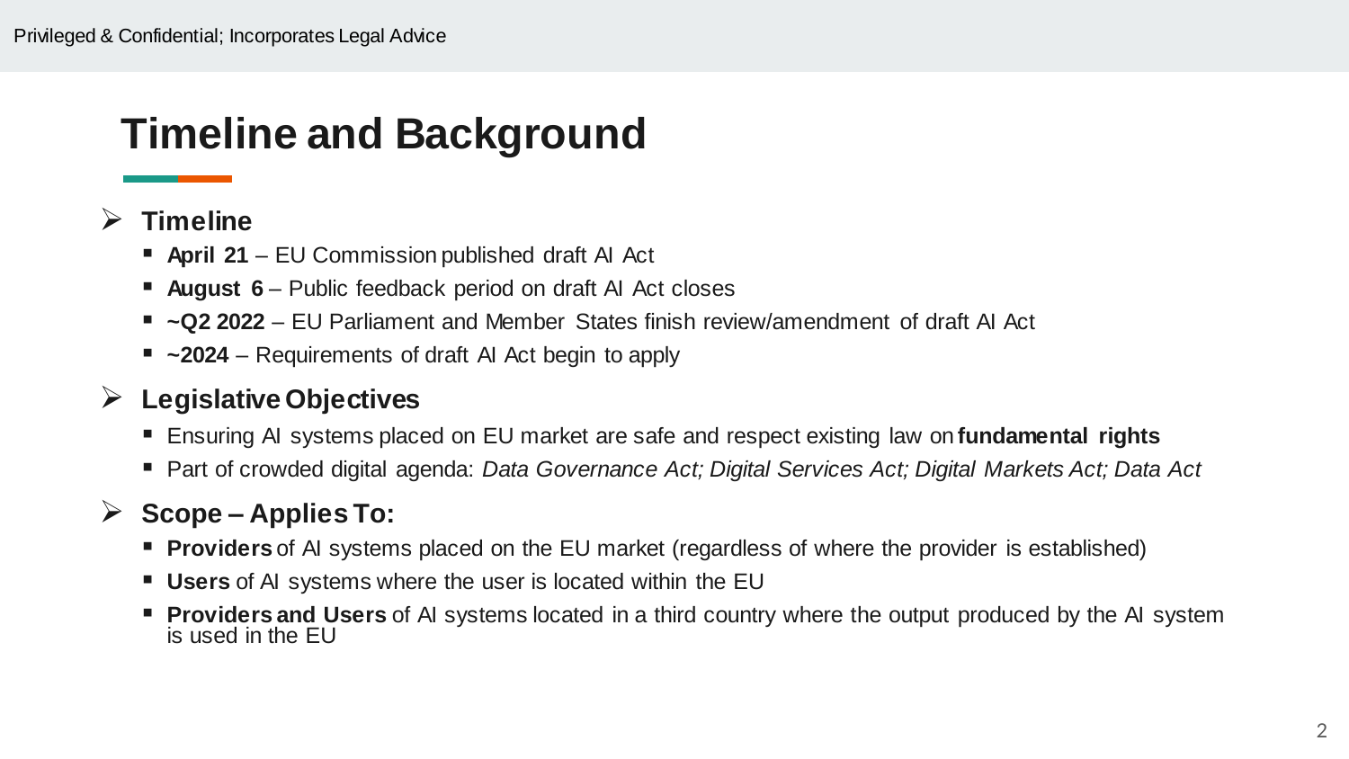# Timeline and Background

## Timeline

- **April 21** – EU Commission published draft AI Act
- **August 6** – Public feedback period on draft AI Act closes
- **~Q2 2022** – EU Parliament and Member States finish review/amendment of draft AI Act
- **~2024** – Requirements of draft AI Act begin to apply

## Legislative Objectives

- Ensuring AI systems placed on EU market are safe and respect existing law on **fundamental rights**
- Part of crowded digital agenda: *Data Governance Act; Digital Services Act; Digital Markets Act; Data Act*

## Scope – Applies To:

- **Providers** of AI systems placed on the EU market (regardless of where the provider is established)
- **Users** of AI systems where the user is located within the EU
- **Providers and Users** of AI systems located in a third country where the output produced by the AI system is used in the EU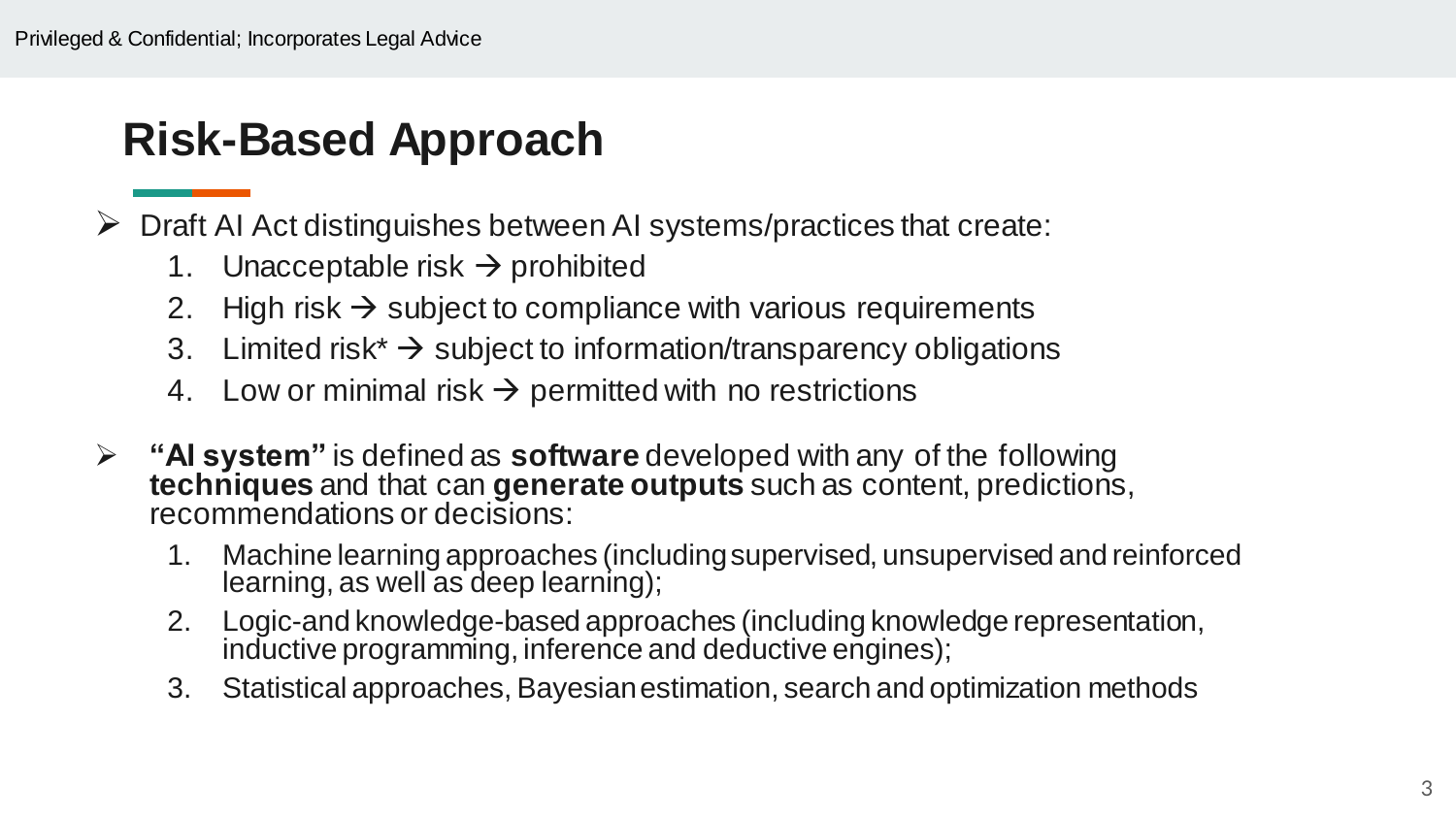# Risk-Based Approach

- Draft AI Act distinguishes between AI systems/practices that create:
  1. Unacceptable risk → prohibited
  2. High risk → subject to compliance with various requirements
  3. Limited risk* → subject to information/transparency obligations
  4. Low or minimal risk → permitted with no restrictions

- **"AI system"** is defined as **software** developed with any of the following **techniques** and that can **generate outputs** such as content, predictions, recommendations or decisions:
  1. Machine learning approaches (including supervised, unsupervised and reinforced learning, as well as deep learning);
  2. Logic-and knowledge-based approaches (including knowledge representation, inductive programming, inference and deductive engines);
  3. Statistical approaches, Bayesian estimation, search and optimization methods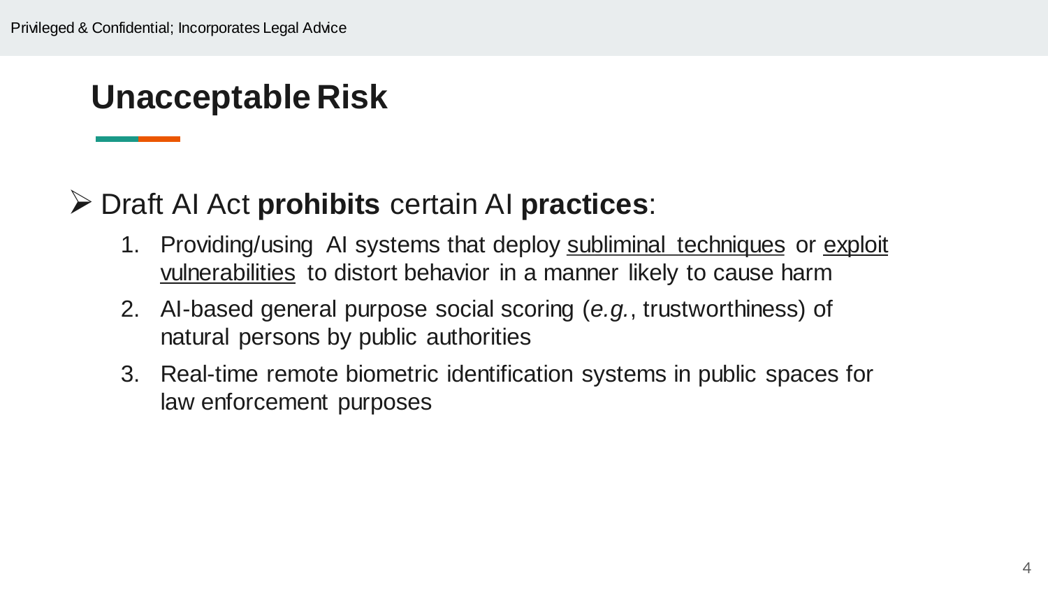# Unacceptable Risk

- Draft AI Act **prohibits** certain AI **practices**:
  1. Providing/using AI systems that deploy <u>subliminal techniques</u> or <u>exploit vulnerabilities</u> to distort behavior in a manner likely to cause harm
  2. AI-based general purpose social scoring (*e.g.*, trustworthiness) of natural persons by public authorities
  3. Real-time remote biometric identification systems in public spaces for law enforcement purposes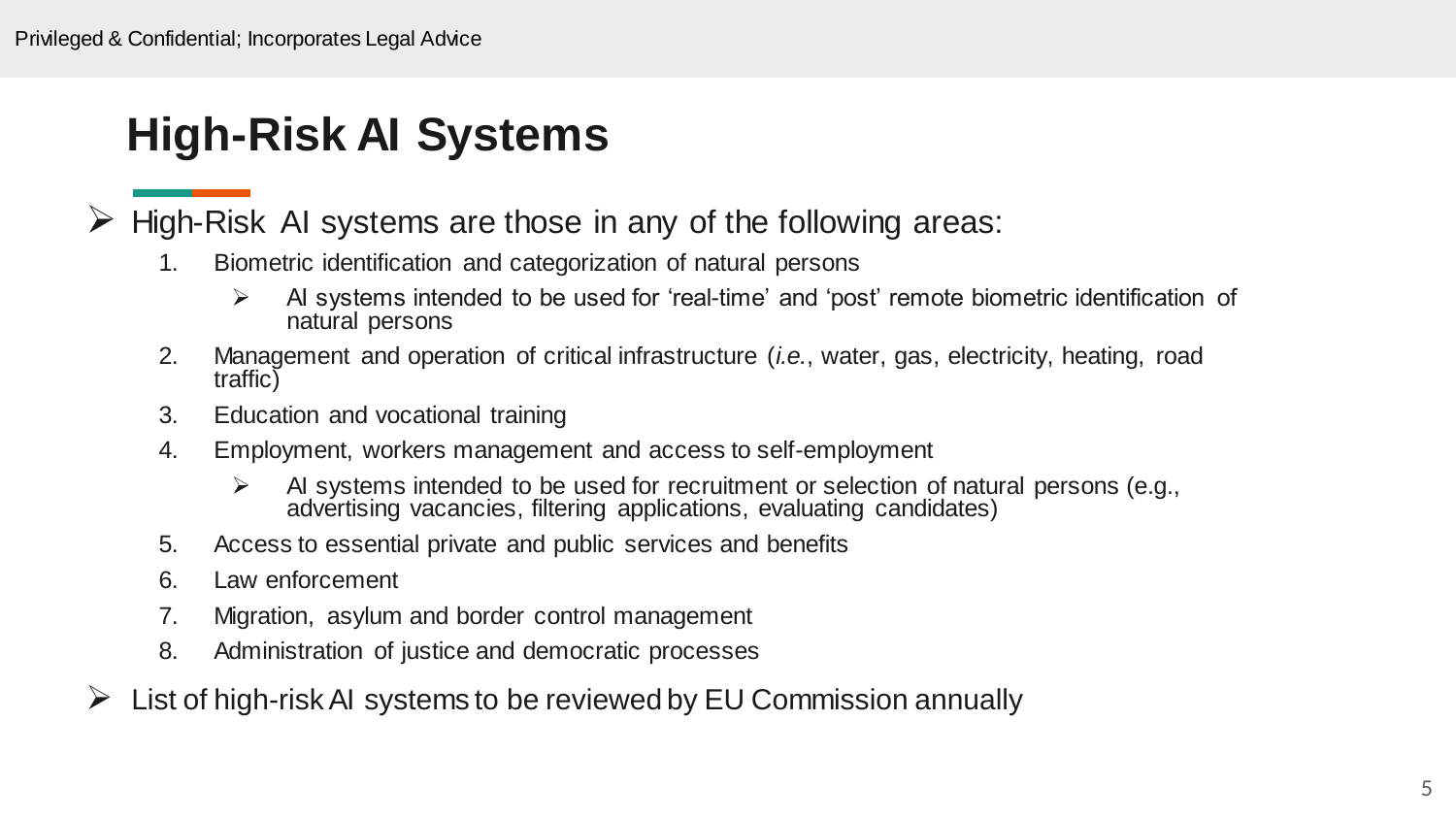# High-Risk AI Systems

- High-Risk AI systems are those in any of the following areas:
  1. Biometric identification and categorization of natural persons
     - AI systems intended to be used for 'real-time' and 'post' remote biometric identification of natural persons
  2. Management and operation of critical infrastructure (*i.e.*, water, gas, electricity, heating, road traffic)
  3. Education and vocational training
  4. Employment, workers management and access to self-employment
     - AI systems intended to be used for recruitment or selection of natural persons (e.g., advertising vacancies, filtering applications, evaluating candidates)
  5. Access to essential private and public services and benefits
  6. Law enforcement
  7. Migration, asylum and border control management
  8. Administration of justice and democratic processes
- List of high-risk AI systems to be reviewed by EU Commission annually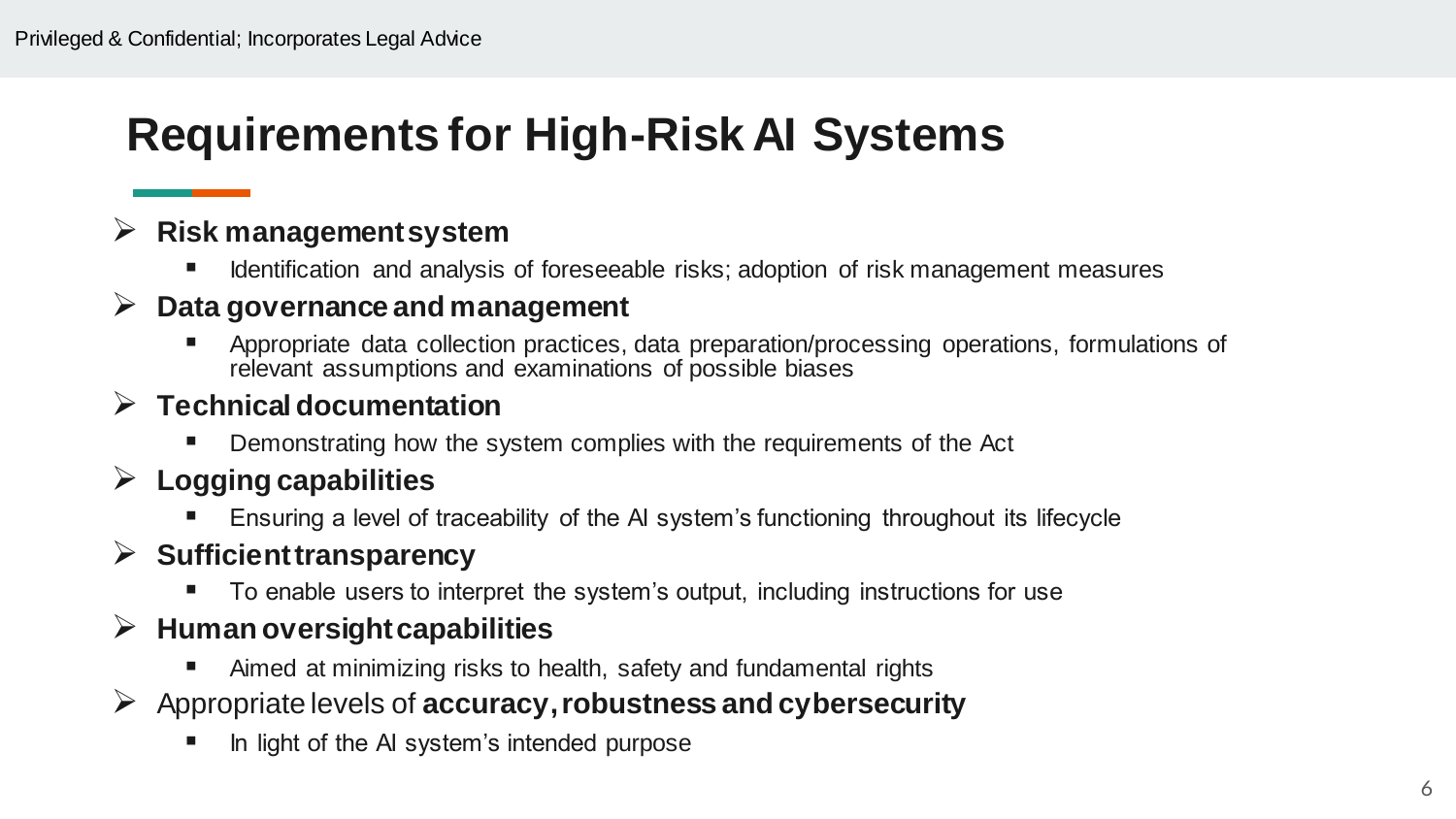# Requirements for High-Risk AI Systems

- **Risk management system**
  - Identification and analysis of foreseeable risks; adoption of risk management measures
- **Data governance and management**
  - Appropriate data collection practices, data preparation/processing operations, formulations of relevant assumptions and examinations of possible biases
- **Technical documentation**
  - Demonstrating how the system complies with the requirements of the Act
- **Logging capabilities**
  - Ensuring a level of traceability of the AI system's functioning throughout its lifecycle
- **Sufficient transparency**
  - To enable users to interpret the system's output, including instructions for use
- **Human oversight capabilities**
  - Aimed at minimizing risks to health, safety and fundamental rights
- Appropriate levels of **accuracy, robustness and cybersecurity**
  - In light of the AI system's intended purpose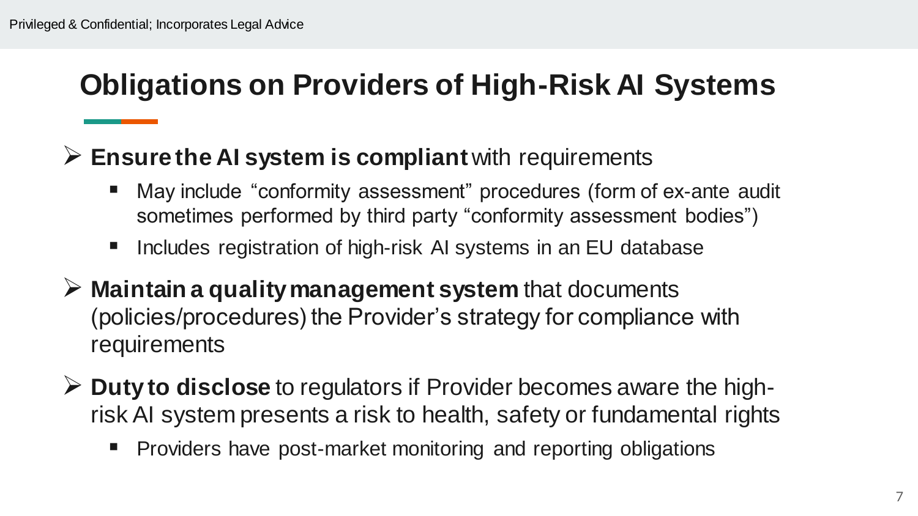# Obligations on Providers of High-Risk AI Systems

- **Ensure the AI system is compliant** with requirements
  - May include "conformity assessment" procedures (form of ex-ante audit sometimes performed by third party "conformity assessment bodies")
  - Includes registration of high-risk AI systems in an EU database
- **Maintain a quality management system** that documents (policies/procedures) the Provider's strategy for compliance with requirements
- **Duty to disclose** to regulators if Provider becomes aware the high-risk AI system presents a risk to health, safety or fundamental rights
  - Providers have post-market monitoring and reporting obligations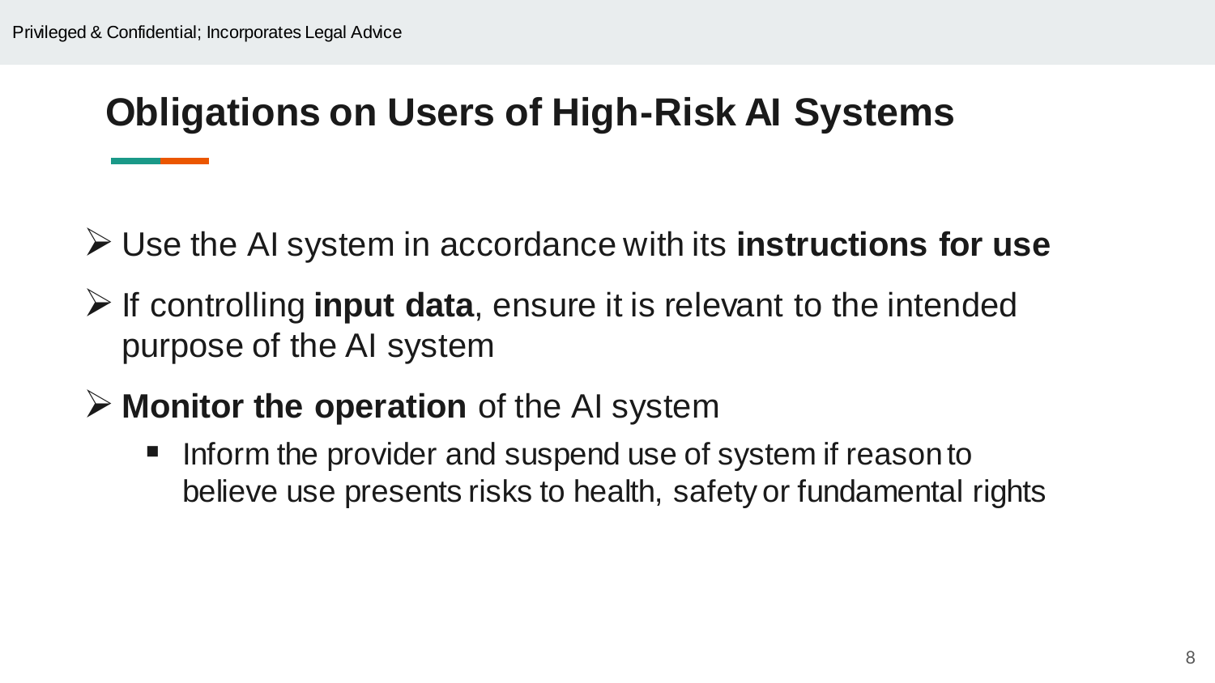Privileged & Confidential; Incorporates Legal Advice

# Obligations on Users of High-Risk AI Systems

- Use the AI system in accordance with its **instructions for use**
- If controlling **input data**, ensure it is relevant to the intended purpose of the AI system
- **Monitor the operation** of the AI system
  - Inform the provider and suspend use of system if reason to believe use presents risks to health, safety or fundamental rights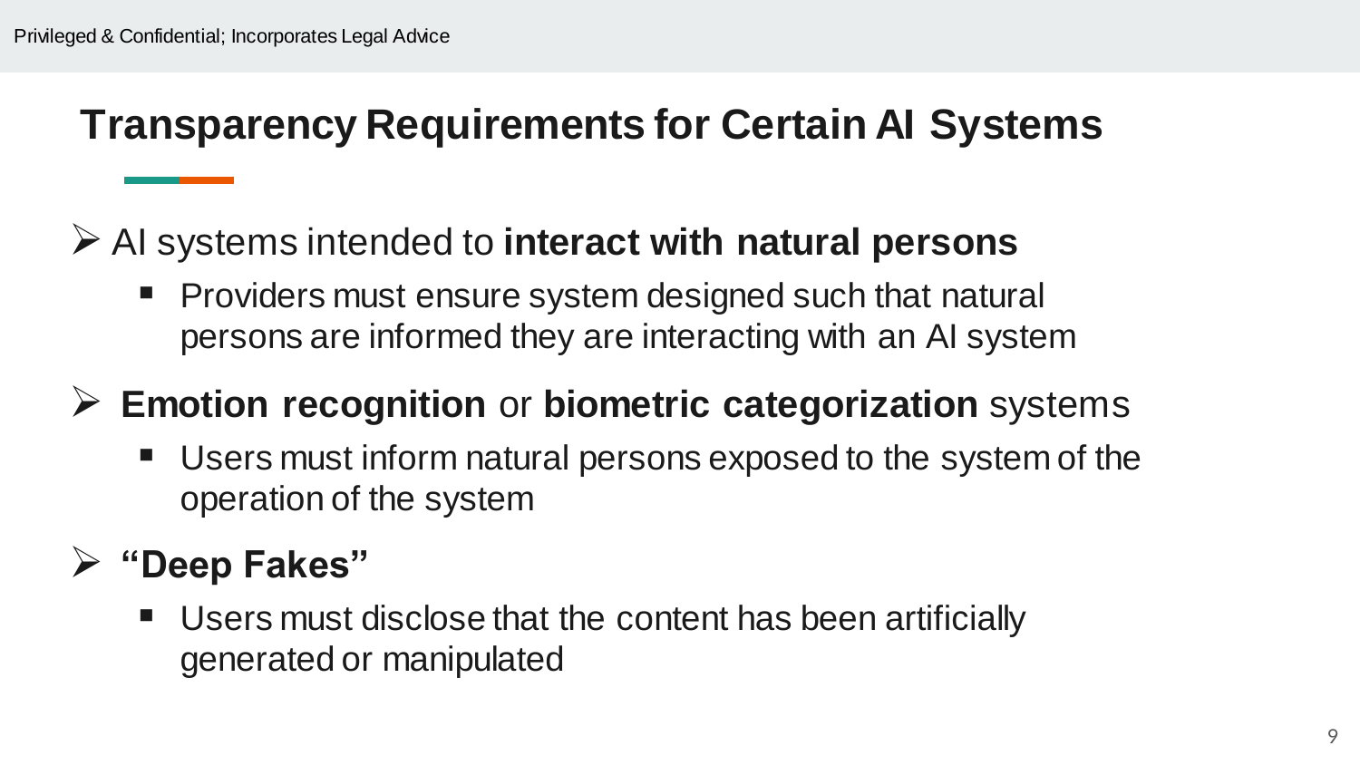## Transparency Requirements for Certain AI Systems

- AI systems intended to **interact with natural persons**
  - Providers must ensure system designed such that natural persons are informed they are interacting with an AI system
- **Emotion recognition** or **biometric categorization** systems
  - Users must inform natural persons exposed to the system of the operation of the system
- **"Deep Fakes"**
  - Users must disclose that the content has been artificially generated or manipulated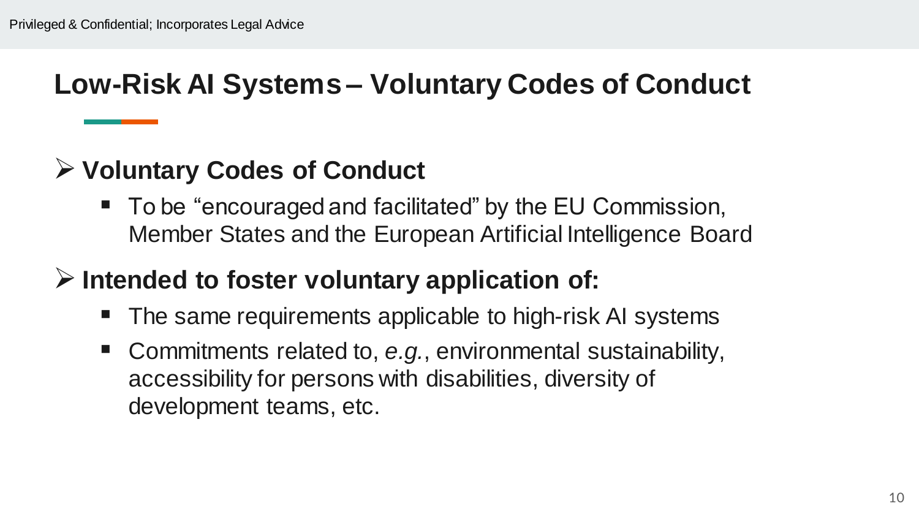# Low-Risk AI Systems – Voluntary Codes of Conduct

- **Voluntary Codes of Conduct**
  - To be "encouraged and facilitated" by the EU Commission, Member States and the European Artificial Intelligence Board
- **Intended to foster voluntary application of:**
  - The same requirements applicable to high-risk AI systems
  - Commitments related to, *e.g.*, environmental sustainability, accessibility for persons with disabilities, diversity of development teams, etc.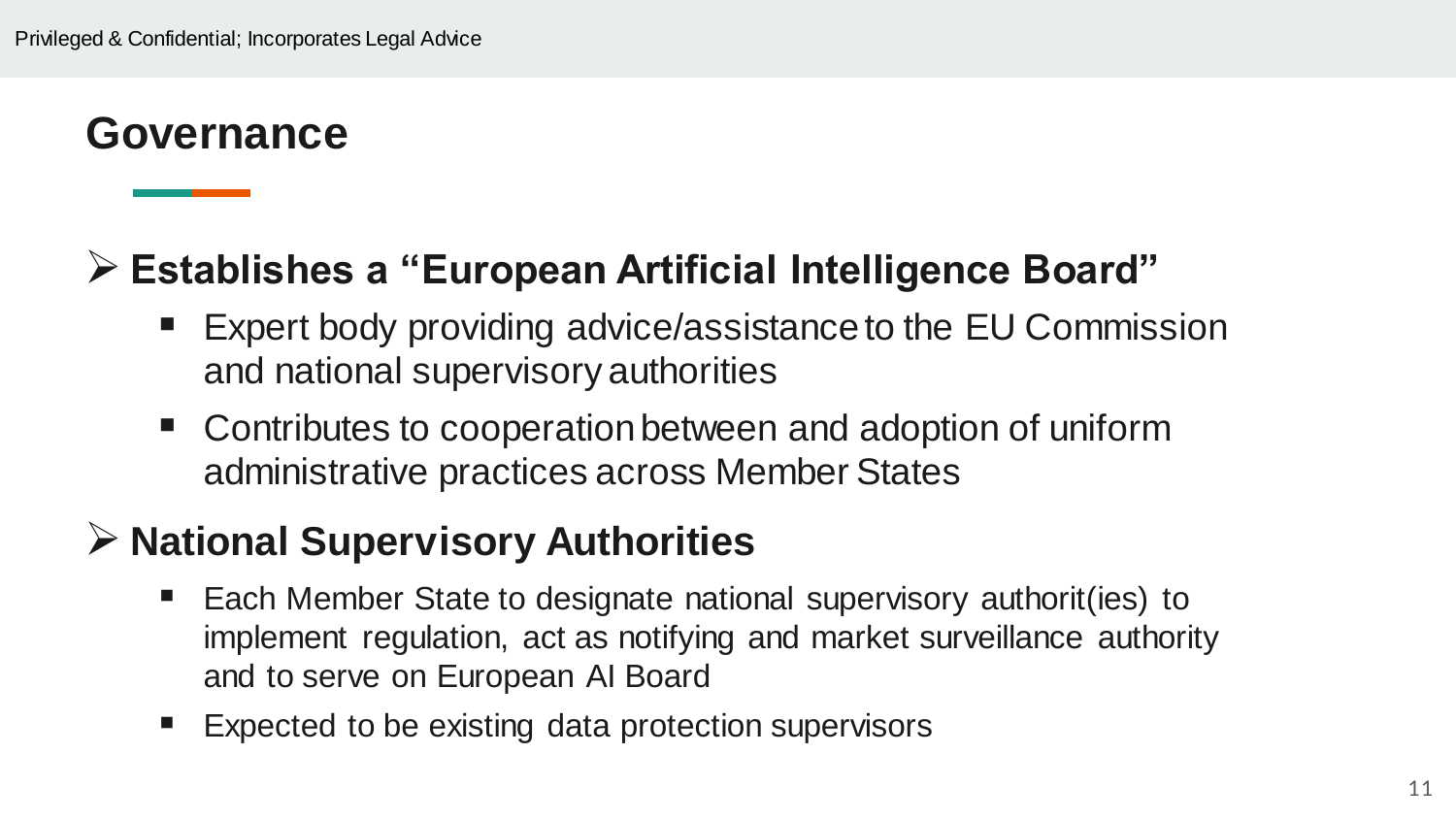# Governance

- **Establishes a "European Artificial Intelligence Board"**
  - Expert body providing advice/assistance to the EU Commission and national supervisory authorities
  - Contributes to cooperation between and adoption of uniform administrative practices across Member States

- **National Supervisory Authorities**
  - Each Member State to designate national supervisory authorit(ies) to implement regulation, act as notifying and market surveillance authority and to serve on European AI Board
  - Expected to be existing data protection supervisors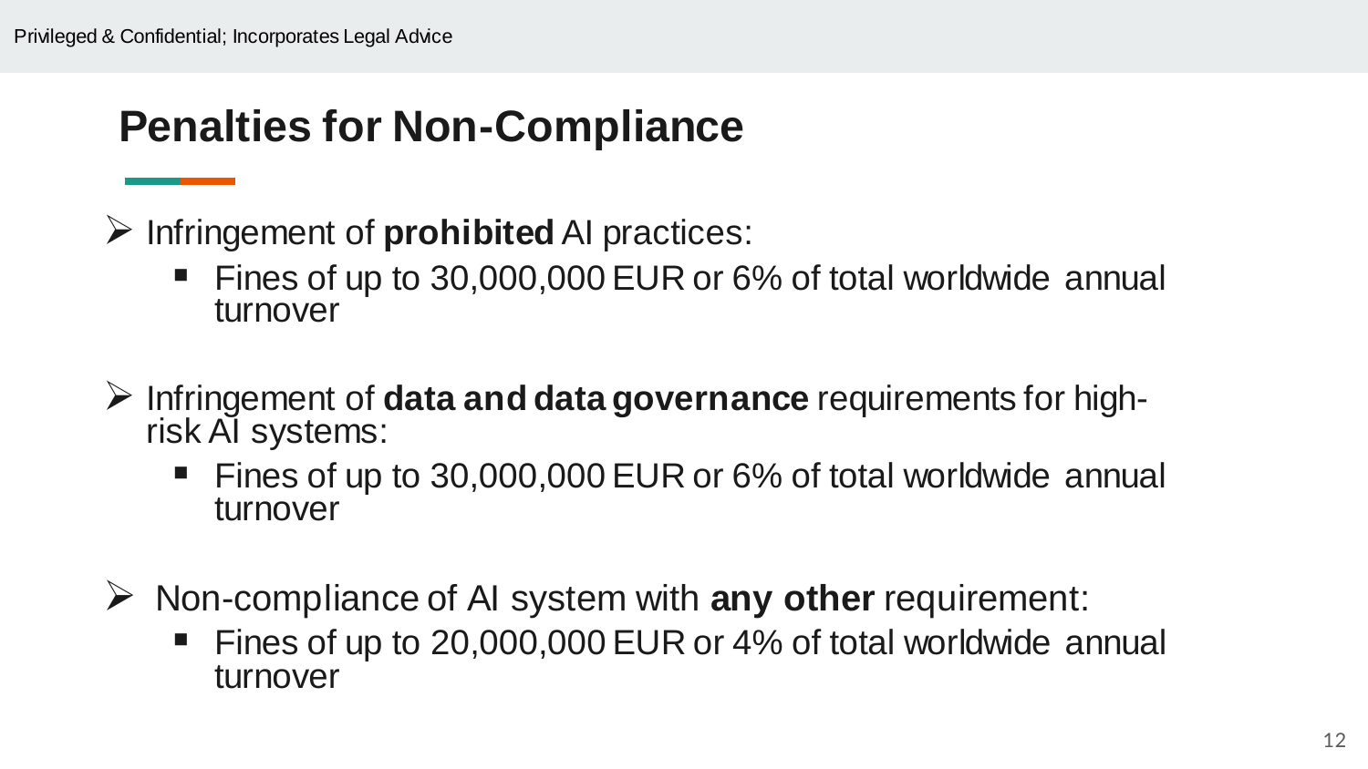Privileged & Confidential; Incorporates Legal Advice

# Penalties for Non-Compliance

- Infringement of **prohibited** AI practices:
  - Fines of up to 30,000,000 EUR or 6% of total worldwide annual turnover
- Infringement of **data and data governance** requirements for high-risk AI systems:
  - Fines of up to 30,000,000 EUR or 6% of total worldwide annual turnover
- Non-compliance of AI system with **any other** requirement:
  - Fines of up to 20,000,000 EUR or 4% of total worldwide annual turnover